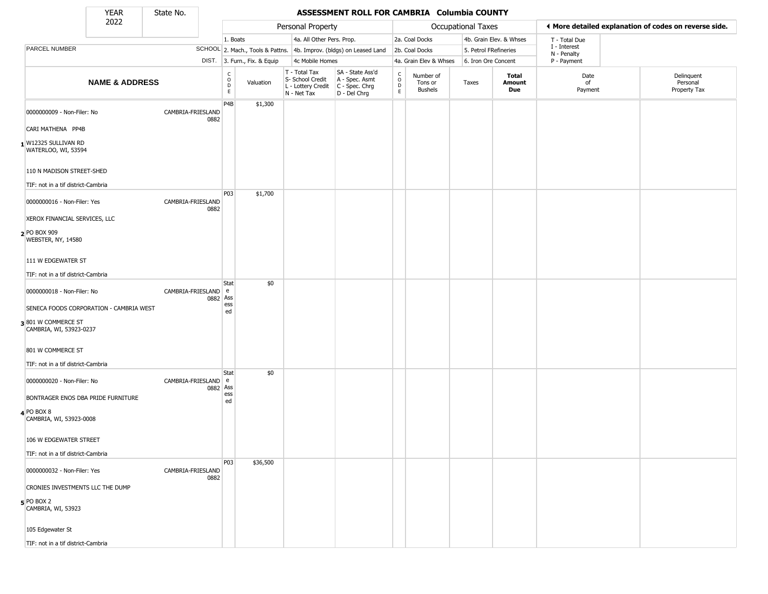# ASSESSMENT ROLL FOR CAMBRIA Columbia COUNTY

YEAR 2022 | State No.

◄ More detailed explanation of codes on reverse side.

| | | | Personal Property | | | | Occupational Taxes | | | | |
|---|---|---|---|---|---|---|---|---|---|---|---|
| PARCEL NUMBER | SCHOOL DIST. | | 1. Boats<br>2. Mach., Tools & Pattns.<br>3. Furn., Fix. & Equip | 4a. All Other Pers. Prop.<br>4b. Improv. (bldgs) on Leased Land<br>4c Mobile Homes | | | 2a. Coal Docks<br>2b. Coal Docks<br>4a. Grain Elev & Whses | 4b. Grain Elev. & Whses<br>5. Petrol FRefineries<br>6. Iron Ore Concent | | T - Total Due<br>I - Interest<br>N - Penalty<br>P - Payment | |
| **NAME & ADDRESS** | | CODE | Valuation | T - Total Tax<br>S- School Credit<br>L - Lottery Credit<br>N - Net Tax | SA - State Ass'd<br>A - Spec. Asmt<br>C - Spec. Chrg<br>D - Del Chrg | CODE | Number of Tons or Bushels | Taxes | **Total Amount Due** | Date of Payment | Delinquent Personal Property Tax |
| 1 0000000009 - Non-Filer: No<br>CARI MATHENA PP4B<br>W12325 SULLIVAN RD<br>WATERLOO, WI, 53594<br>110 N MADISON STREET-SHED<br>TIF: not in a tif district-Cambria | CAMBRIA-FRIESLAND 0882 | P4B | $1,300 | | | | | | | | |
| 2 0000000016 - Non-Filer: Yes<br>XEROX FINANCIAL SERVICES, LLC<br>PO BOX 909<br>WEBSTER, NY, 14580<br>111 W EDGEWATER ST<br>TIF: not in a tif district-Cambria | CAMBRIA-FRIESLAND 0882 | P03 | $1,700 | | | | | | | | |
| 3 0000000018 - Non-Filer: No<br>SENECA FOODS CORPORATION - CAMBRIA WEST<br>801 W COMMERCE ST<br>CAMBRIA, WI, 53923-0237<br>801 W COMMERCE ST<br>TIF: not in a tif district-Cambria | CAMBRIA-FRIESLAND 0882 | State Assessed | $0 | | | | | | | | |
| 4 0000000020 - Non-Filer: No<br>BONTRAGER ENOS DBA PRIDE FURNITURE<br>PO BOX 8<br>CAMBRIA, WI, 53923-0008<br>106 W EDGEWATER STREET<br>TIF: not in a tif district-Cambria | CAMBRIA-FRIESLAND 0882 | State Assessed | $0 | | | | | | | | |
| 5 0000000032 - Non-Filer: Yes<br>CRONIES INVESTMENTS LLC THE DUMP<br>PO BOX 2<br>CAMBRIA, WI, 53923<br>105 Edgewater St<br>TIF: not in a tif district-Cambria | CAMBRIA-FRIESLAND 0882 | P03 | $36,500 | | | | | | | | |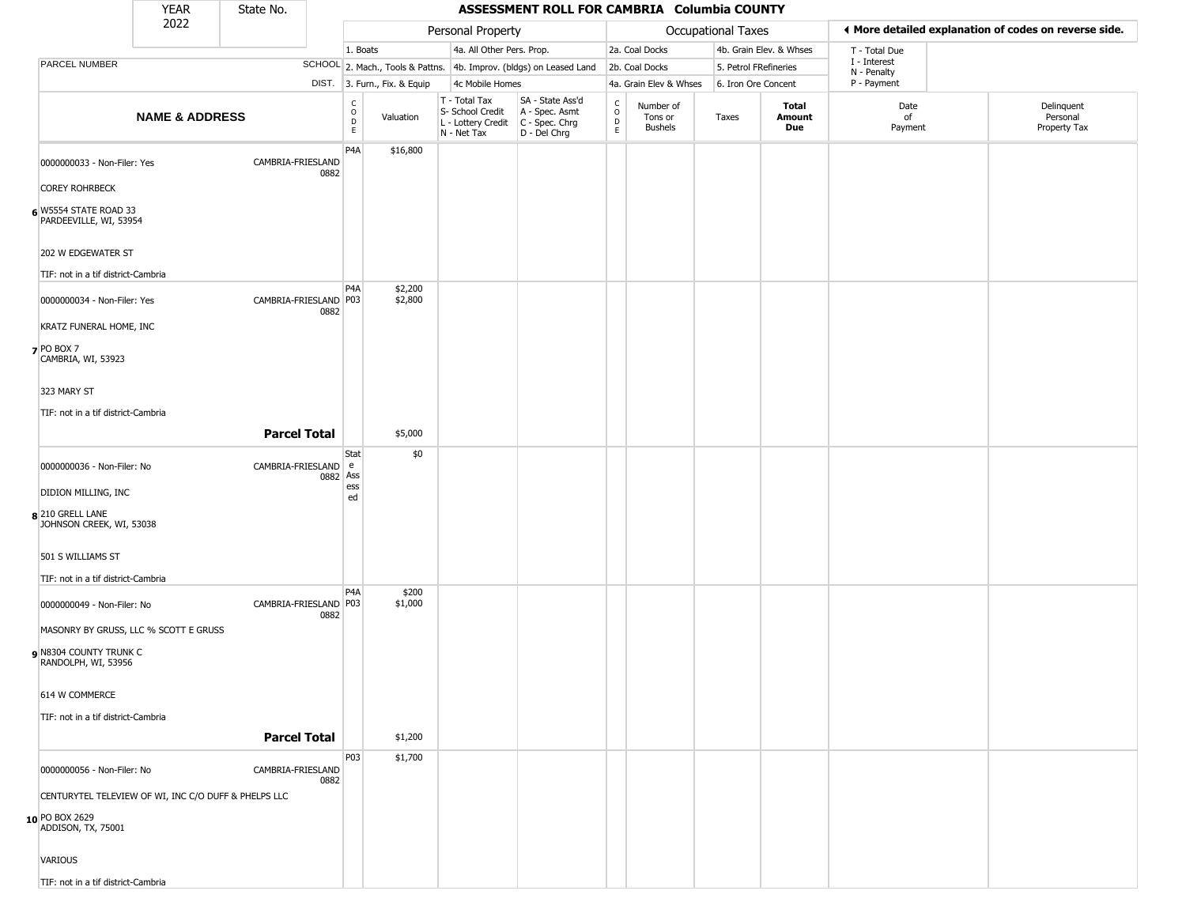| YEAR 2022 | State No. | ASSESSMENT ROLL FOR CAMBRIA Columbia COUNTY |
|---|---|---|

| | | Personal Property | | | | Occupational Taxes | | | | ◀ More detailed explanation of codes on reverse side. | |
|---|---|---|---|---|---|---|---|---|---|---|---|
| PARCEL NUMBER | SCHOOL DIST. | 1. Boats<br>2. Mach., Tools & Pattns.<br>3. Furn., Fix. & Equip | | 4a. All Other Pers. Prop.<br>4b. Improv. (bldgs) on Leased Land<br>4c Mobile Homes | | 2a. Coal Docks<br>2b. Coal Docks<br>4a. Grain Elev & Whses | | 4b. Grain Elev. & Whses<br>5. Petrol FRefineries<br>6. Iron Ore Concent | | T - Total Due<br>I - Interest<br>N - Penalty<br>P - Payment | |
| **NAME & ADDRESS** | | CODE | Valuation | T - Total Tax<br>S- School Credit<br>L - Lottery Credit<br>N - Net Tax | SA - State Ass'd<br>A - Spec. Asmt<br>C - Spec. Chrg<br>D - Del Chrg | CODE | Number of Tons or Bushels | Taxes | **Total Amount Due** | Date of Payment | Delinquent Personal Property Tax |
| 0000000033 - Non-Filer: Yes<br>COREY ROHRBECK<br>6 W5554 STATE ROAD 33<br>PARDEEVILLE, WI, 53954<br>202 W EDGEWATER ST<br>TIF: not in a tif district-Cambria | CAMBRIA-FRIESLAND 0882 | P4A | $16,800 | | | | | | | | |
| 0000000034 - Non-Filer: Yes<br>KRATZ FUNERAL HOME, INC<br>7 PO BOX 7<br>CAMBRIA, WI, 53923<br>323 MARY ST<br>TIF: not in a tif district-Cambria | CAMBRIA-FRIESLAND 0882 | P4A<br>P03 | $2,200<br>$2,800 | | | | | | | | |
| | **Parcel Total** | | $5,000 | | | | | | | | |
| 0000000036 - Non-Filer: No<br>DIDION MILLING, INC<br>8 210 GRELL LANE<br>JOHNSON CREEK, WI, 53038<br>501 S WILLIAMS ST<br>TIF: not in a tif district-Cambria | CAMBRIA-FRIESLAND 0882 | State Assessed | $0 | | | | | | | | |
| 0000000049 - Non-Filer: No<br>MASONRY BY GRUSS, LLC % SCOTT E GRUSS<br>9 N8304 COUNTY TRUNK C<br>RANDOLPH, WI, 53956<br>614 W COMMERCE<br>TIF: not in a tif district-Cambria | CAMBRIA-FRIESLAND 0882 | P4A<br>P03 | $200<br>$1,000 | | | | | | | | |
| | **Parcel Total** | | $1,200 | | | | | | | | |
| 0000000056 - Non-Filer: No<br>CENTURYTEL TELEVIEW OF WI, INC C/O DUFF & PHELPS LLC<br>10 PO BOX 2629<br>ADDISON, TX, 75001<br>VARIOUS<br>TIF: not in a tif district-Cambria | CAMBRIA-FRIESLAND 0882 | P03 | $1,700 | | | | | | | | |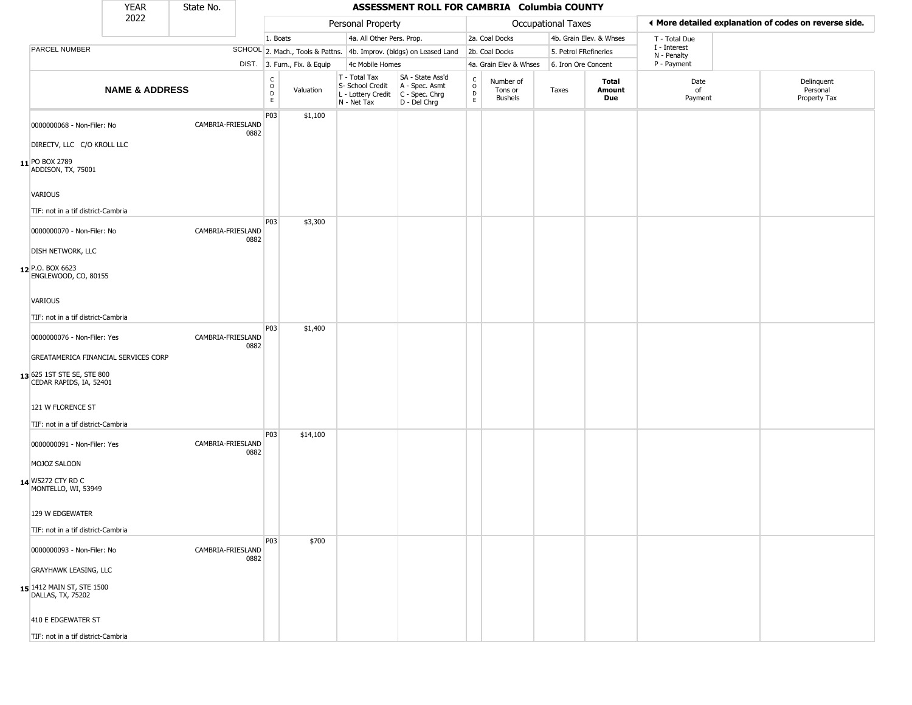# ASSESSMENT ROLL FOR CAMBRIA Columbia COUNTY

YEAR 2022 | State No.

◄ More detailed explanation of codes on reverse side.

| | PARCEL NUMBER / NAME & ADDRESS | SCHOOL DIST. | CODE | Valuation | T - Total Tax / S- School Credit / L - Lottery Credit / N - Net Tax | SA - State Ass'd / A - Spec. Asmt / C - Spec. Chrg / D - Del Chrg | CODE | Number of Tons or Bushels | Taxes | Total Amount Due | Date of Payment | Delinquent Personal Property Tax |
|---|---|---|---|---|---|---|---|---|---|---|---|---|
| 11 | 0000000068 - Non-Filer: No<br>DIRECTV, LLC C/O KROLL LLC<br>PO BOX 2789<br>ADDISON, TX, 75001<br>VARIOUS<br>TIF: not in a tif district-Cambria | CAMBRIA-FRIESLAND 0882 | P03 | $1,100 | | | | | | | | |
| 12 | 0000000070 - Non-Filer: No<br>DISH NETWORK, LLC<br>P.O. BOX 6623<br>ENGLEWOOD, CO, 80155<br>VARIOUS<br>TIF: not in a tif district-Cambria | CAMBRIA-FRIESLAND 0882 | P03 | $3,300 | | | | | | | | |
| 13 | 0000000076 - Non-Filer: Yes<br>GREATAMERICA FINANCIAL SERVICES CORP<br>625 1ST STE SE, STE 800<br>CEDAR RAPIDS, IA, 52401<br>121 W FLORENCE ST<br>TIF: not in a tif district-Cambria | CAMBRIA-FRIESLAND 0882 | P03 | $1,400 | | | | | | | | |
| 14 | 0000000091 - Non-Filer: Yes<br>MOJOZ SALOON<br>W5272 CTY RD C<br>MONTELLO, WI, 53949<br>129 W EDGEWATER<br>TIF: not in a tif district-Cambria | CAMBRIA-FRIESLAND 0882 | P03 | $14,100 | | | | | | | | |
| 15 | 0000000093 - Non-Filer: No<br>GRAYHAWK LEASING, LLC<br>1412 MAIN ST, STE 1500<br>DALLAS, TX, 75202<br>410 E EDGEWATER ST<br>TIF: not in a tif district-Cambria | CAMBRIA-FRIESLAND 0882 | P03 | $700 | | | | | | | | |

Personal Property codes: 1. Boats; 2. Mach., Tools & Pattns.; 3. Furn., Fix. & Equip; 4a. All Other Pers. Prop.; 4b. Improv. (bldgs) on Leased Land; 4c Mobile Homes

Occupational Taxes codes: 2a. Coal Docks; 2b. Coal Docks; 4a. Grain Elev & Whses; 4b. Grain Elev. & Whses; 5. Petrol FRefineries; 6. Iron Ore Concent

T - Total Due; I - Interest; N - Penalty; P - Payment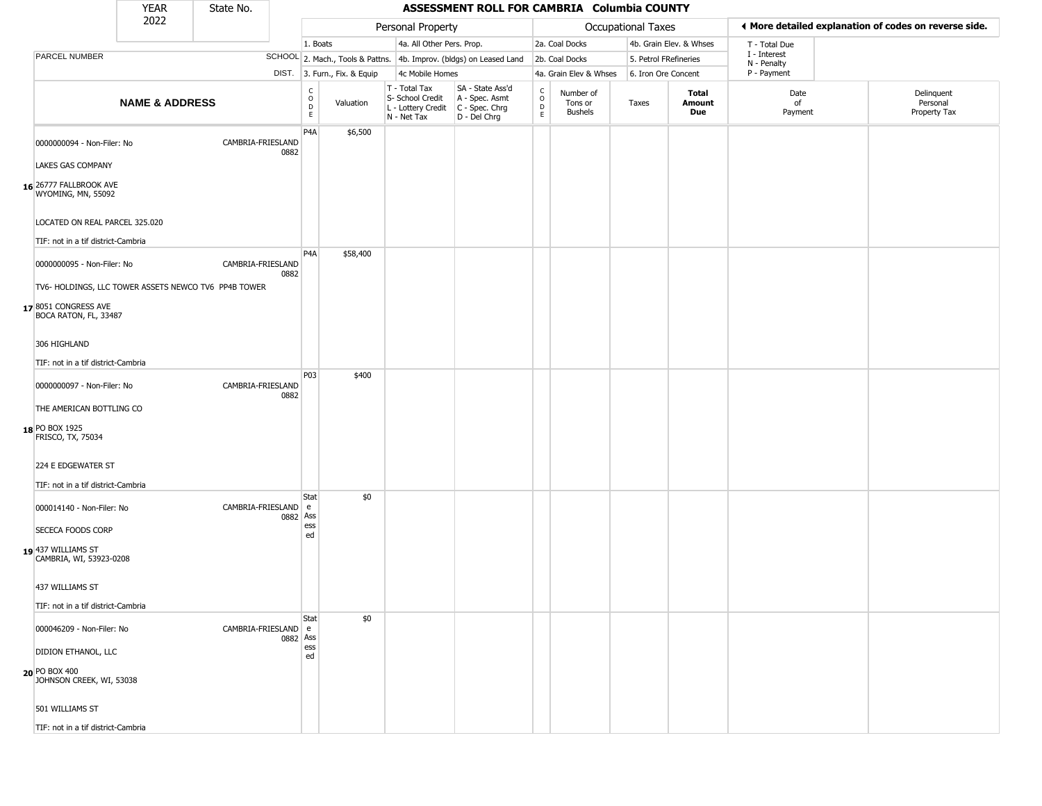| YEAR | State No. |
|---|---|
| 2022 | |

# ASSESSMENT ROLL FOR CAMBRIA Columbia COUNTY

| | | Personal Property | | | | Occupational Taxes | | | | ◀ More detailed explanation of codes on reverse side. | |
|---|---|---|---|---|---|---|---|---|---|---|---|
| | | 1. Boats | | 4a. All Other Pers. Prop. | | 2a. Coal Docks | | 4b. Grain Elev. & Whses | | T - Total Due | |
| PARCEL NUMBER | SCHOOL | 2. Mach., Tools & Pattns. | | 4b. Improv. (bldgs) on Leased Land | | 2b. Coal Docks | | 5. Petrol FRefineries | | I - Interest<br>N - Penalty | |
| | DIST. | 3. Furn., Fix. & Equip | | 4c Mobile Homes | | 4a. Grain Elev & Whses | | 6. Iron Ore Concent | | P - Payment | |
| **NAME & ADDRESS** | | CODE | Valuation | T - Total Tax<br>S- School Credit<br>L - Lottery Credit<br>N - Net Tax | SA - State Ass'd<br>A - Spec. Asmt<br>C - Spec. Chrg<br>D - Del Chrg | CODE | Number of Tons or Bushels | Taxes | **Total Amount Due** | Date of Payment | Delinquent Personal Property Tax |
| 16 0000000094 - Non-Filer: No<br>LAKES GAS COMPANY<br>26777 FALLBROOK AVE<br>WYOMING, MN, 55092<br>LOCATED ON REAL PARCEL 325.020<br>TIF: not in a tif district-Cambria | CAMBRIA-FRIESLAND 0882 | P4A | $6,500 | | | | | | | | |
| 17 0000000095 - Non-Filer: No<br>TV6- HOLDINGS, LLC TOWER ASSETS NEWCO TV6 PP4B TOWER<br>8051 CONGRESS AVE<br>BOCA RATON, FL, 33487<br>306 HIGHLAND<br>TIF: not in a tif district-Cambria | CAMBRIA-FRIESLAND 0882 | P4A | $58,400 | | | | | | | | |
| 18 0000000097 - Non-Filer: No<br>THE AMERICAN BOTTLING CO<br>PO BOX 1925<br>FRISCO, TX, 75034<br>224 E EDGEWATER ST<br>TIF: not in a tif district-Cambria | CAMBRIA-FRIESLAND 0882 | P03 | $400 | | | | | | | | |
| 19 000014140 - Non-Filer: No<br>SECECA FOODS CORP<br>437 WILLIAMS ST<br>CAMBRIA, WI, 53923-0208<br>437 WILLIAMS ST<br>TIF: not in a tif district-Cambria | CAMBRIA-FRIESLAND 0882 | State Assessed | $0 | | | | | | | | |
| 20 000046209 - Non-Filer: No<br>DIDION ETHANOL, LLC<br>PO BOX 400<br>JOHNSON CREEK, WI, 53038<br>501 WILLIAMS ST<br>TIF: not in a tif district-Cambria | CAMBRIA-FRIESLAND 0882 | State Assessed | $0 | | | | | | | | |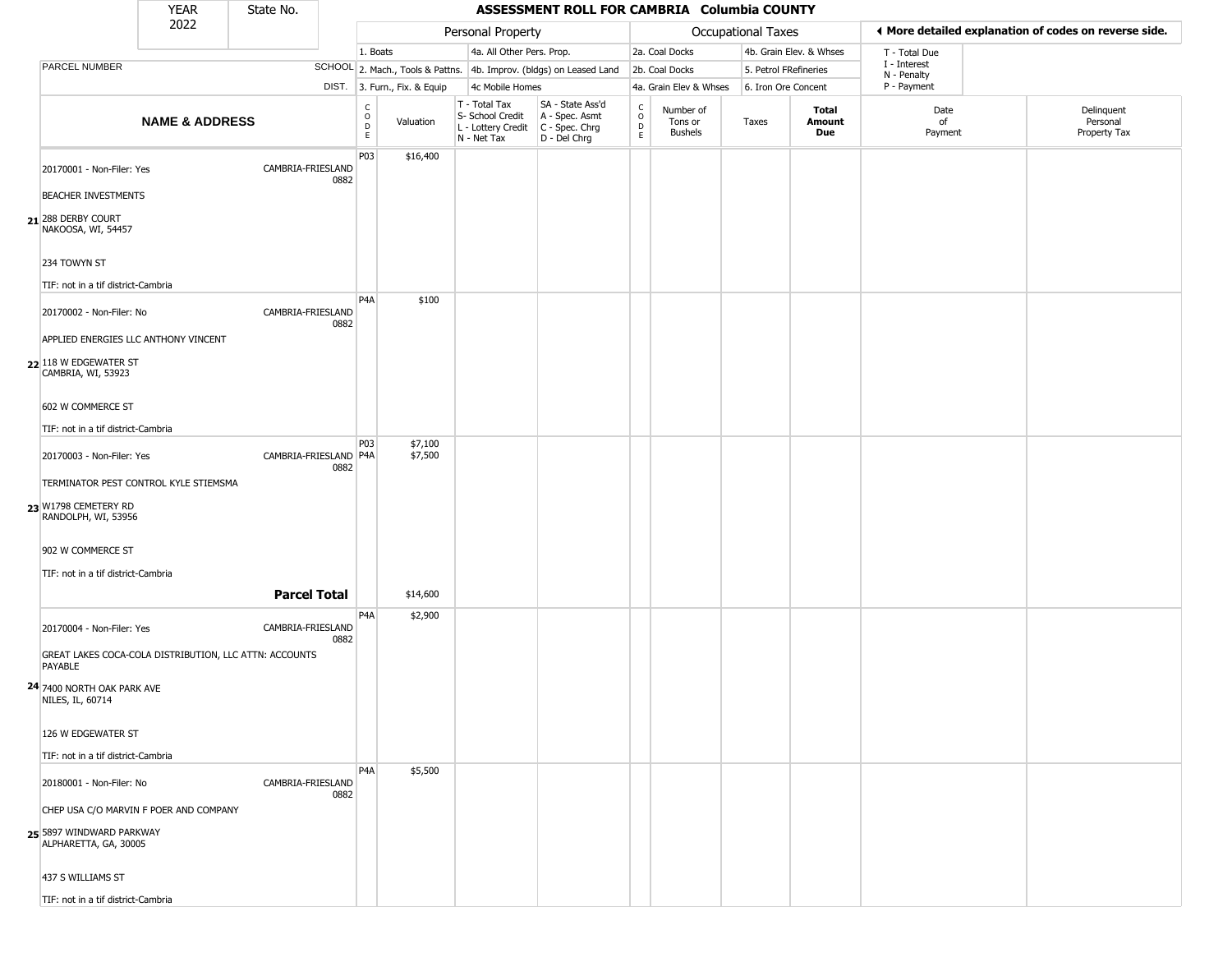| YEAR 2022 | State No. |
|---|---|

# ASSESSMENT ROLL FOR CAMBRIA Columbia COUNTY

| | | Personal Property | | | | Occupational Taxes | | | | ◀ More detailed explanation of codes on reverse side. | |
|---|---|---|---|---|---|---|---|---|---|---|---|
| PARCEL NUMBER | SCHOOL | 1. Boats | | 4a. All Other Pers. Prop. | | 2a. Coal Docks | | 4b. Grain Elev. & Whses | | T - Total Due<br>I - Interest<br>N - Penalty<br>P - Payment | |
| | DIST. | 2. Mach., Tools & Pattns. | | 4b. Improv. (bldgs) on Leased Land | | 2b. Coal Docks | | 5. Petrol FRefineries | | | |
| | | 3. Furn., Fix. & Equip | | 4c Mobile Homes | | 4a. Grain Elev & Whses | | 6. Iron Ore Concent | | | |
| **NAME & ADDRESS** | | CODE | Valuation | T - Total Tax<br>S- School Credit<br>L - Lottery Credit<br>N - Net Tax | SA - State Ass'd<br>A - Spec. Asmt<br>C - Spec. Chrg<br>D - Del Chrg | CODE | Number of Tons or Bushels | Taxes | **Total Amount Due** | Date of Payment | Delinquent Personal Property Tax |
| 21 20170001 - Non-Filer: Yes<br>BEACHER INVESTMENTS<br>288 DERBY COURT<br>NAKOOSA, WI, 54457<br>234 TOWYN ST<br>TIF: not in a tif district-Cambria | CAMBRIA-FRIESLAND 0882 | P03 | $16,400 | | | | | | | | |
| 22 20170002 - Non-Filer: No<br>APPLIED ENERGIES LLC ANTHONY VINCENT<br>118 W EDGEWATER ST<br>CAMBRIA, WI, 53923<br>602 W COMMERCE ST<br>TIF: not in a tif district-Cambria | CAMBRIA-FRIESLAND 0882 | P4A | $100 | | | | | | | | |
| 23 20170003 - Non-Filer: Yes<br>TERMINATOR PEST CONTROL KYLE STIEMSMA<br>W1798 CEMETERY RD<br>RANDOLPH, WI, 53956<br>902 W COMMERCE ST<br>TIF: not in a tif district-Cambria | CAMBRIA-FRIESLAND 0882 | P03<br>P4A | $7,100<br>$7,500 | | | | | | | | |
| | **Parcel Total** | | $14,600 | | | | | | | | |
| 24 20170004 - Non-Filer: Yes<br>GREAT LAKES COCA-COLA DISTRIBUTION, LLC ATTN: ACCOUNTS PAYABLE<br>7400 NORTH OAK PARK AVE<br>NILES, IL, 60714<br>126 W EDGEWATER ST<br>TIF: not in a tif district-Cambria | CAMBRIA-FRIESLAND 0882 | P4A | $2,900 | | | | | | | | |
| 25 20180001 - Non-Filer: No<br>CHEP USA C/O MARVIN F POER AND COMPANY<br>5897 WINDWARD PARKWAY<br>ALPHARETTA, GA, 30005<br>437 S WILLIAMS ST<br>TIF: not in a tif district-Cambria | CAMBRIA-FRIESLAND 0882 | P4A | $5,500 | | | | | | | | |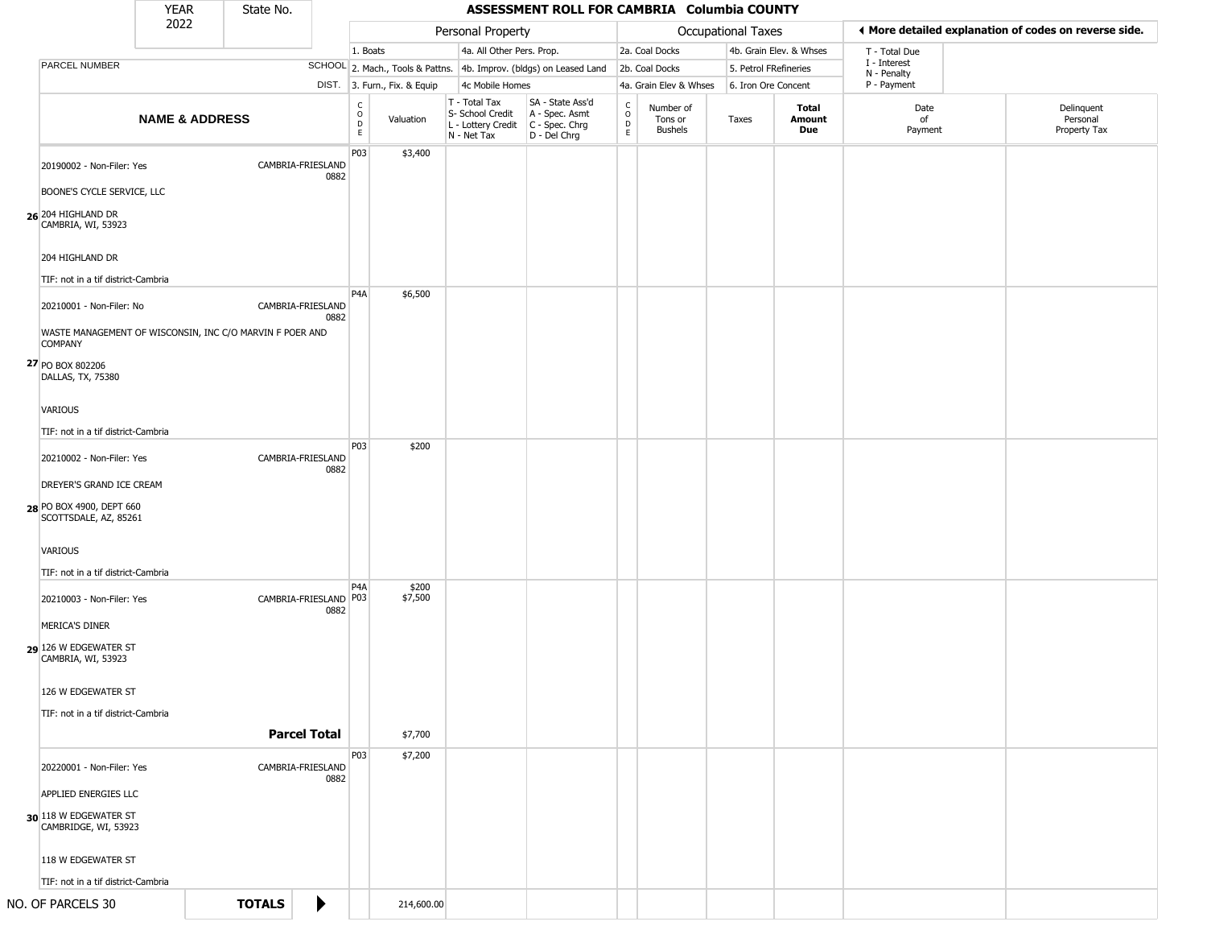| YEAR 2022 | State No. | ASSESSMENT ROLL FOR CAMBRIA Columbia COUNTY | | | | | | | | | | |
|---|---|---|---|---|---|---|---|---|---|---|---|---|
| | | Personal Property | | | | Occupational Taxes | | | | ◀ More detailed explanation of codes on reverse side. | | |
| | | 1. Boats | | 4a. All Other Pers. Prop. | | 2a. Coal Docks | | 4b. Grain Elev. & Whses | | T - Total Due | | |
| PARCEL NUMBER | SCHOOL | 2. Mach., Tools & Pattns. | | 4b. Improv. (bldgs) on Leased Land | | 2b. Coal Docks | | 5. Petrol FRefineries | | I - Interest | | |
| | DIST. | 3. Furn., Fix. & Equip | | 4c Mobile Homes | | 4a. Grain Elev & Whses | | 6. Iron Ore Concent | | N - Penalty, P - Payment | | |

| | NAME & ADDRESS | SCHOOL DIST. | CODE | Valuation | T - Total Tax, S- School Credit, L - Lottery Credit, N - Net Tax | SA - State Ass'd, A - Spec. Asmt, C - Spec. Chrg, D - Del Chrg | CODE | Number of Tons or Bushels | Taxes | Total Amount Due | Date of Payment | Delinquent Personal Property Tax |
|---|---|---|---|---|---|---|---|---|---|---|---|---|
| 26 | 20190002 - Non-Filer: Yes<br>BOONE'S CYCLE SERVICE, LLC<br>204 HIGHLAND DR<br>CAMBRIA, WI, 53923<br><br>204 HIGHLAND DR<br>TIF: not in a tif district-Cambria | CAMBRIA-FRIESLAND 0882 | P03 | $3,400 | | | | | | | | |
| 27 | 20210001 - Non-Filer: No<br>WASTE MANAGEMENT OF WISCONSIN, INC C/O MARVIN F POER AND COMPANY<br>PO BOX 802206<br>DALLAS, TX, 75380<br><br>VARIOUS<br>TIF: not in a tif district-Cambria | CAMBRIA-FRIESLAND 0882 | P4A | $6,500 | | | | | | | | |
| 28 | 20210002 - Non-Filer: Yes<br>DREYER'S GRAND ICE CREAM<br>PO BOX 4900, DEPT 660<br>SCOTTSDALE, AZ, 85261<br><br>VARIOUS<br>TIF: not in a tif district-Cambria | CAMBRIA-FRIESLAND 0882 | P03 | $200 | | | | | | | | |
| 29 | 20210003 - Non-Filer: Yes<br>MERICA'S DINER<br>126 W EDGEWATER ST<br>CAMBRIA, WI, 53923<br><br>126 W EDGEWATER ST<br>TIF: not in a tif district-Cambria | CAMBRIA-FRIESLAND 0882 | P4A<br>P03 | $200<br>$7,500 | | | | | | | | |
| | **Parcel Total** | | | $7,700 | | | | | | | | |
| 30 | 20220001 - Non-Filer: Yes<br>APPLIED ENERGIES LLC<br>118 W EDGEWATER ST<br>CAMBRIDGE, WI, 53923<br><br>118 W EDGEWATER ST<br>TIF: not in a tif district-Cambria | CAMBRIA-FRIESLAND 0882 | P03 | $7,200 | | | | | | | | |
| | NO. OF PARCELS 30 | **TOTALS** ▶ | | 214,600.00 | | | | | | | | |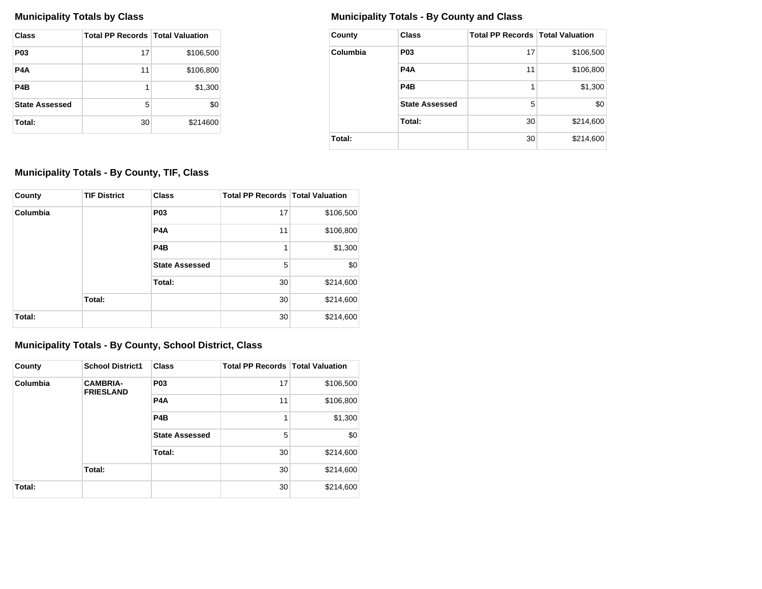### Municipality Totals by Class

| Class | Total PP Records | Total Valuation |
|---|---|---|
| **P03** | 17 | $106,500 |
| **P4A** | 11 | $106,800 |
| **P4B** | 1 | $1,300 |
| **State Assessed** | 5 | $0 |
| **Total:** | 30 | $214600 |

### Municipality Totals - By County and Class

| County | Class | Total PP Records | Total Valuation |
|---|---|---|---|
| **Columbia** | **P03** | 17 | $106,500 |
| | **P4A** | 11 | $106,800 |
| | **P4B** | 1 | $1,300 |
| | **State Assessed** | 5 | $0 |
| | **Total:** | 30 | $214,600 |
| **Total:** | | 30 | $214,600 |

### Municipality Totals - By County, TIF, Class

| County | TIF District | Class | Total PP Records | Total Valuation |
|---|---|---|---|---|
| **Columbia** | | **P03** | 17 | $106,500 |
| | | **P4A** | 11 | $106,800 |
| | | **P4B** | 1 | $1,300 |
| | | **State Assessed** | 5 | $0 |
| | | **Total:** | 30 | $214,600 |
| | **Total:** | | 30 | $214,600 |
| **Total:** | | | 30 | $214,600 |

### Municipality Totals - By County, School District, Class

| County | School District1 | Class | Total PP Records | Total Valuation |
|---|---|---|---|---|
| **Columbia** | **CAMBRIA-FRIESLAND** | **P03** | 17 | $106,500 |
| | | **P4A** | 11 | $106,800 |
| | | **P4B** | 1 | $1,300 |
| | | **State Assessed** | 5 | $0 |
| | | **Total:** | 30 | $214,600 |
| | **Total:** | | 30 | $214,600 |
| **Total:** | | | 30 | $214,600 |